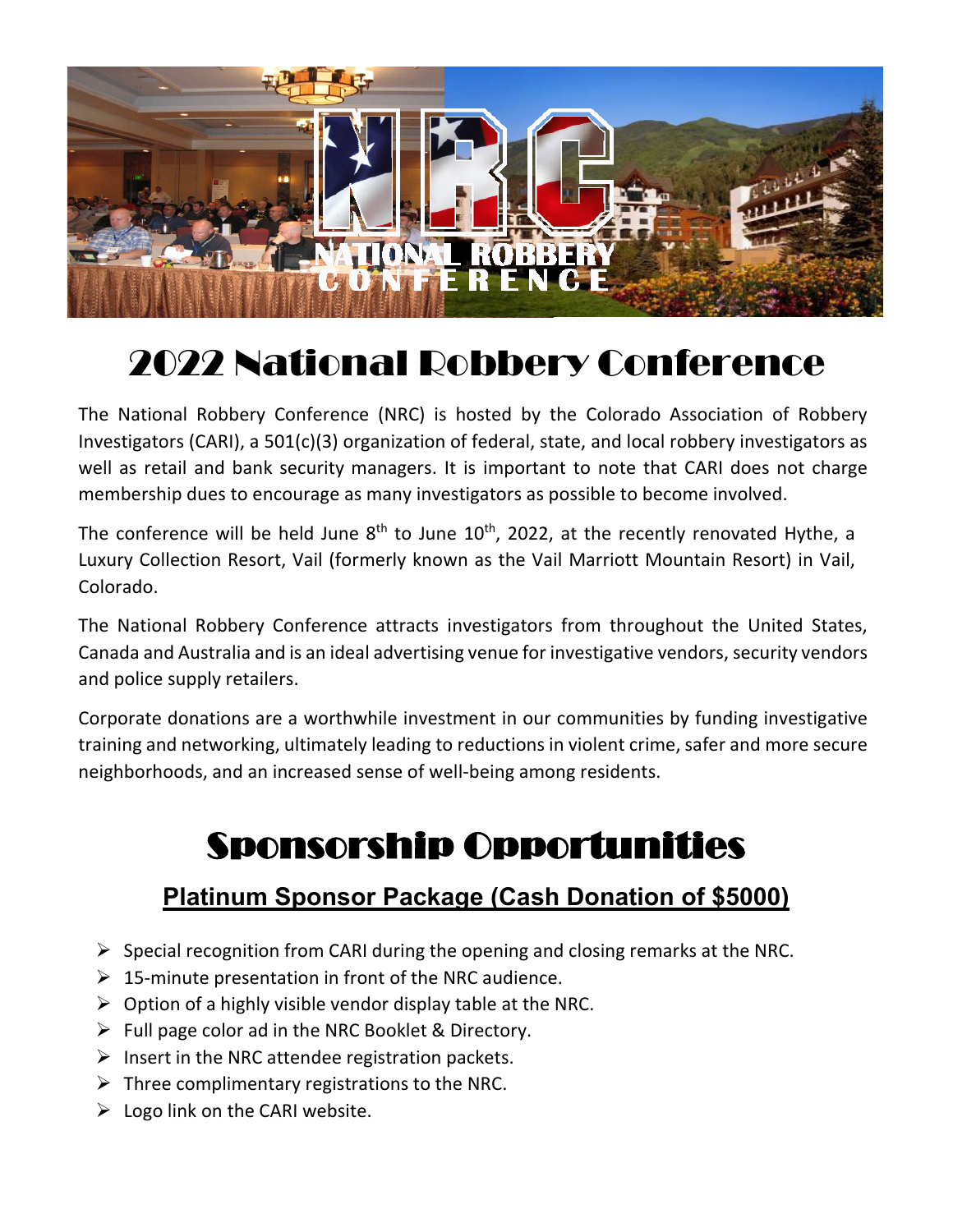# 2022 National Robbery Conference

The National Robbery Conference (NRC) is hosted by the Colorado Association of Robbery Investigators (CARI), a 501(c)(3) organization of federal, state, and local robbery investigators as well as retail and bank security managers. It is important to note that CARI does not charge membership dues to encourage as many investigators as possible to become involved.

The conference will be held June 8th to June 10th, 2022, at the recently renovated Hythe, a Luxury Collection Resort, Vail (formerly known as the Vail Marriott Mountain Resort) in Vail, Colorado.

The National Robbery Conference attracts investigators from throughout the United States, Canada and Australia and is an ideal advertising venue for investigative vendors, security vendors and police supply retailers.

Corporate donations are a worthwhile investment in our communities by funding investigative training and networking, ultimately leading to reductions in violent crime, safer and more secure neighborhoods, and an increased sense of well-being among residents.

# Sponsorship Opportunities

## Platinum Sponsor Package (Cash Donation of $5000)

- Special recognition from CARI during the opening and closing remarks at the NRC.
- 15-minute presentation in front of the NRC audience.
- Option of a highly visible vendor display table at the NRC.
- Full page color ad in the NRC Booklet & Directory.
- Insert in the NRC attendee registration packets.
- Three complimentary registrations to the NRC.
- Logo link on the CARI website.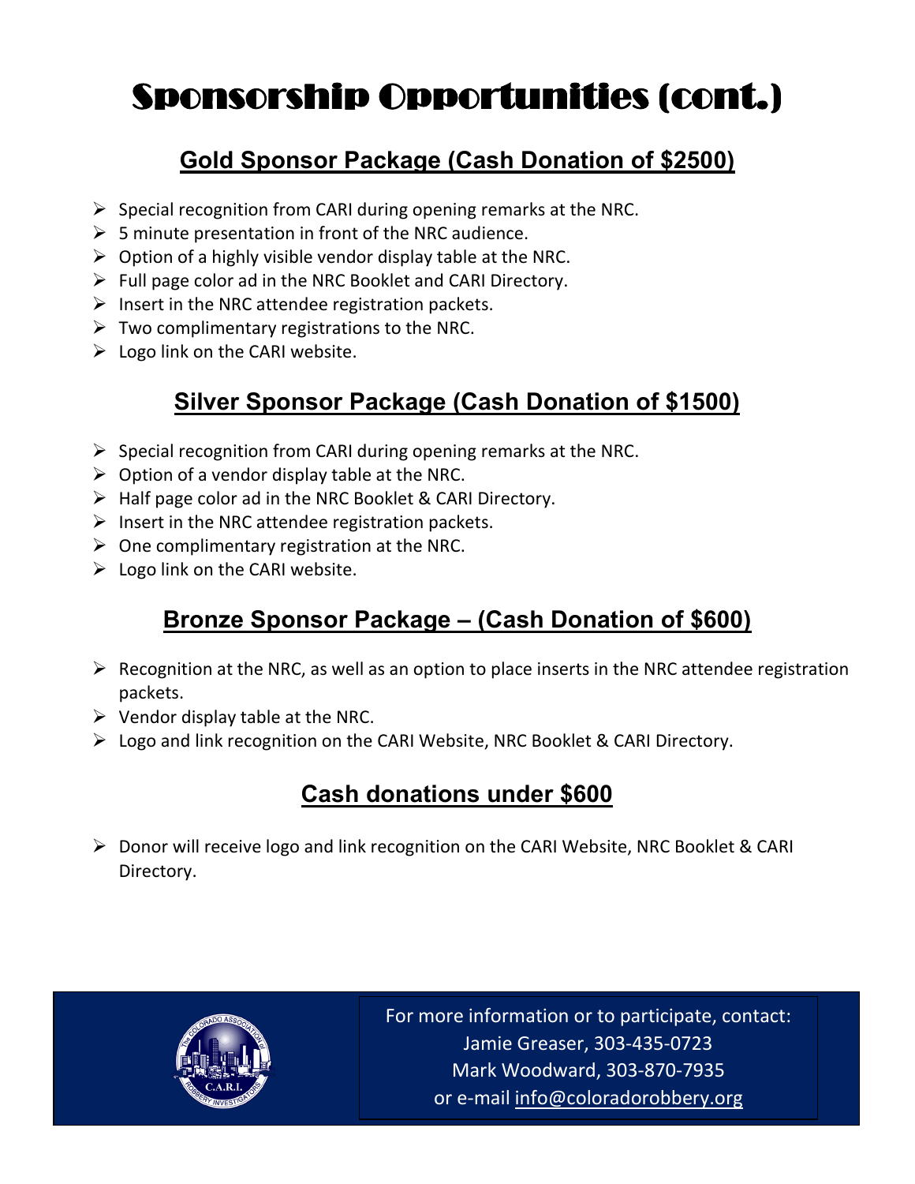# Sponsorship Opportunities (cont.)

## Gold Sponsor Package (Cash Donation of $2500)

- Special recognition from CARI during opening remarks at the NRC.
- 5 minute presentation in front of the NRC audience.
- Option of a highly visible vendor display table at the NRC.
- Full page color ad in the NRC Booklet and CARI Directory.
- Insert in the NRC attendee registration packets.
- Two complimentary registrations to the NRC.
- Logo link on the CARI website.

## Silver Sponsor Package (Cash Donation of $1500)

- Special recognition from CARI during opening remarks at the NRC.
- Option of a vendor display table at the NRC.
- Half page color ad in the NRC Booklet & CARI Directory.
- Insert in the NRC attendee registration packets.
- One complimentary registration at the NRC.
- Logo link on the CARI website.

## Bronze Sponsor Package – (Cash Donation of $600)

- Recognition at the NRC, as well as an option to place inserts in the NRC attendee registration packets.
- Vendor display table at the NRC.
- Logo and link recognition on the CARI Website, NRC Booklet & CARI Directory.

## Cash donations under $600

- Donor will receive logo and link recognition on the CARI Website, NRC Booklet & CARI Directory.

For more information or to participate, contact:
Jamie Greaser, 303-435-0723
Mark Woodward, 303-870-7935
or e-mail info@coloradorobbery.org